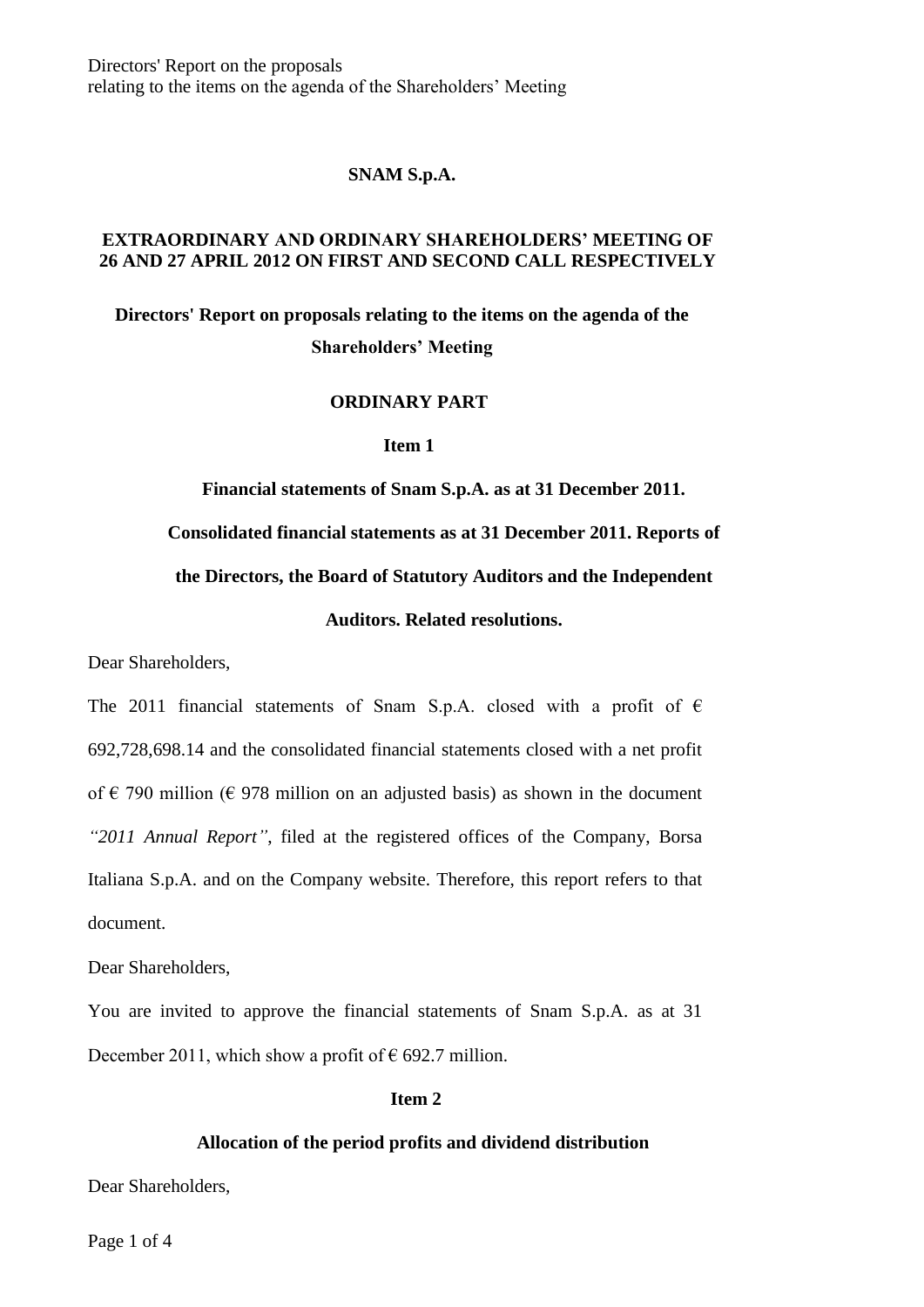**SNAM S.p.A.**

**EXTRAORDINARY AND ORDINARY SHAREHOLDERS' MEETING OF 26 AND 27 APRIL 2012 ON FIRST AND SECOND CALL RESPECTIVELY**

# Directors' Report on proposals relating to the items on the agenda of the Shareholders' Meeting

## ORDINARY PART

### Item 1

### Financial statements of Snam S.p.A. as at 31 December 2011. Consolidated financial statements as at 31 December 2011. Reports of the Directors, the Board of Statutory Auditors and the Independent Auditors. Related resolutions.

Dear Shareholders,

The 2011 financial statements of Snam S.p.A. closed with a profit of € 692,728,698.14 and the consolidated financial statements closed with a net profit of € 790 million (€ 978 million on an adjusted basis) as shown in the document *"2011 Annual Report"*, filed at the registered offices of the Company, Borsa Italiana S.p.A. and on the Company website. Therefore, this report refers to that document.

Dear Shareholders,

You are invited to approve the financial statements of Snam S.p.A. as at 31 December 2011, which show a profit of € 692.7 million.

### Item 2

### Allocation of the period profits and dividend distribution

Dear Shareholders,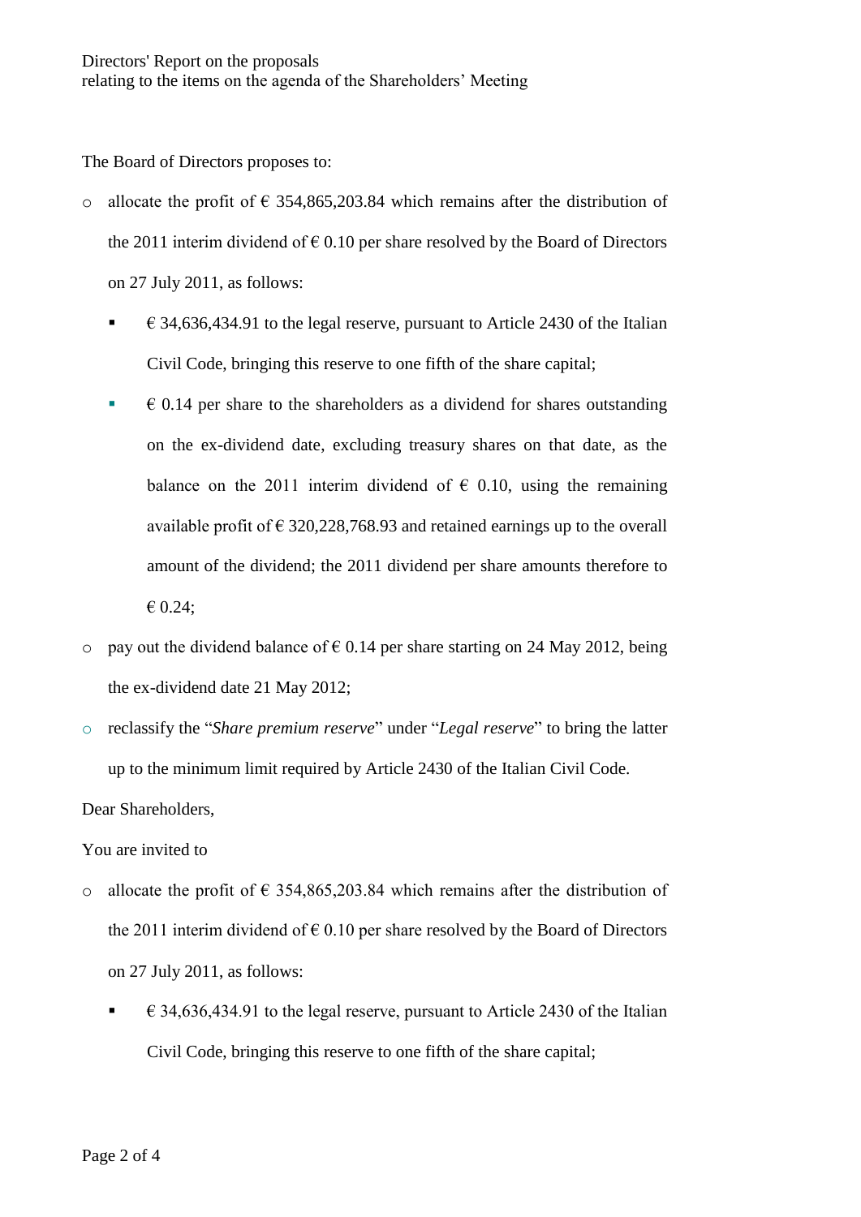The Board of Directors proposes to:

- allocate the profit of € 354,865,203.84 which remains after the distribution of the 2011 interim dividend of € 0.10 per share resolved by the Board of Directors on 27 July 2011, as follows:
  - € 34,636,434.91 to the legal reserve, pursuant to Article 2430 of the Italian Civil Code, bringing this reserve to one fifth of the share capital;
  - € 0.14 per share to the shareholders as a dividend for shares outstanding on the ex-dividend date, excluding treasury shares on that date, as the balance on the 2011 interim dividend of € 0.10, using the remaining available profit of € 320,228,768.93 and retained earnings up to the overall amount of the dividend; the 2011 dividend per share amounts therefore to € 0.24;
- pay out the dividend balance of € 0.14 per share starting on 24 May 2012, being the ex-dividend date 21 May 2012;
- reclassify the "*Share premium reserve*" under "*Legal reserve*" to bring the latter up to the minimum limit required by Article 2430 of the Italian Civil Code.

Dear Shareholders,

You are invited to

- allocate the profit of € 354,865,203.84 which remains after the distribution of the 2011 interim dividend of € 0.10 per share resolved by the Board of Directors on 27 July 2011, as follows:
  - € 34,636,434.91 to the legal reserve, pursuant to Article 2430 of the Italian Civil Code, bringing this reserve to one fifth of the share capital;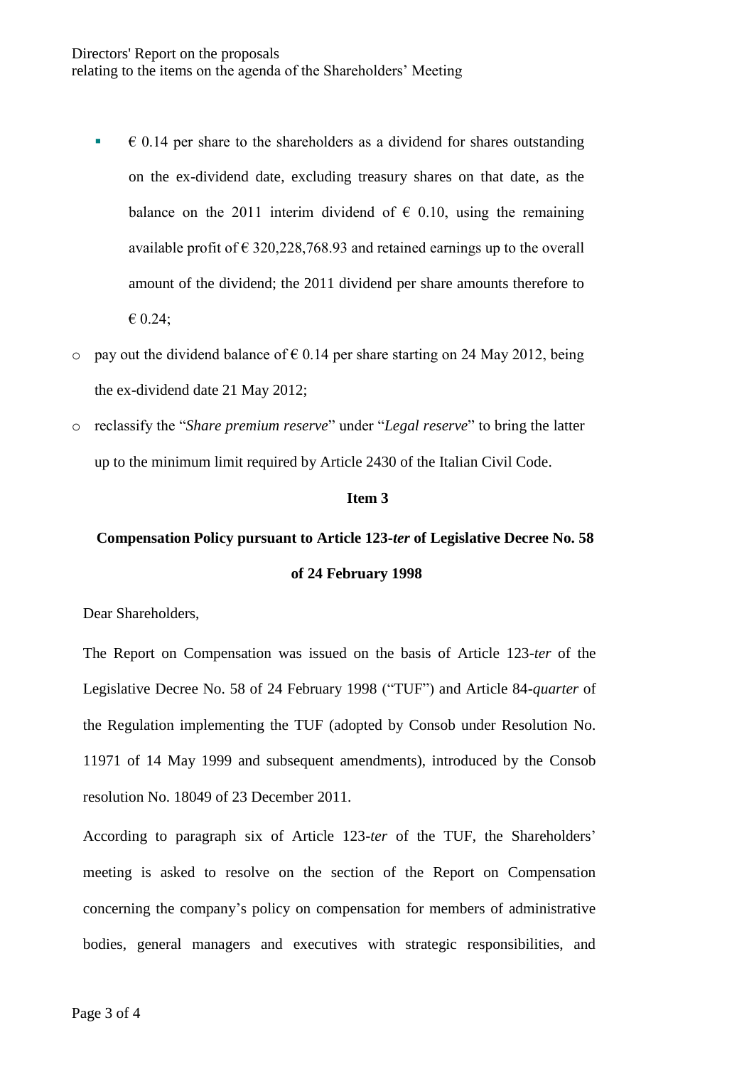- € 0.14 per share to the shareholders as a dividend for shares outstanding on the ex-dividend date, excluding treasury shares on that date, as the balance on the 2011 interim dividend of € 0.10, using the remaining available profit of € 320,228,768.93 and retained earnings up to the overall amount of the dividend; the 2011 dividend per share amounts therefore to € 0.24;

- pay out the dividend balance of € 0.14 per share starting on 24 May 2012, being the ex-dividend date 21 May 2012;
- reclassify the "*Share premium reserve*" under "*Legal reserve*" to bring the latter up to the minimum limit required by Article 2430 of the Italian Civil Code.

**Item 3**

**Compensation Policy pursuant to Article 123-*ter* of Legislative Decree No. 58 of 24 February 1998**

Dear Shareholders,

The Report on Compensation was issued on the basis of Article 123-*ter* of the Legislative Decree No. 58 of 24 February 1998 ("TUF") and Article 84-*quarter* of the Regulation implementing the TUF (adopted by Consob under Resolution No. 11971 of 14 May 1999 and subsequent amendments), introduced by the Consob resolution No. 18049 of 23 December 2011.

According to paragraph six of Article 123-*ter* of the TUF, the Shareholders' meeting is asked to resolve on the section of the Report on Compensation concerning the company's policy on compensation for members of administrative bodies, general managers and executives with strategic responsibilities, and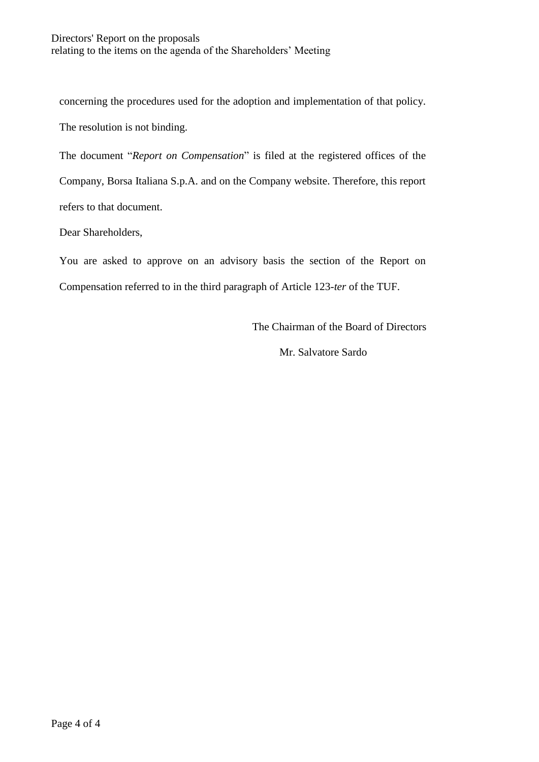concerning the procedures used for the adoption and implementation of that policy.

The resolution is not binding.

The document "*Report on Compensation*" is filed at the registered offices of the Company, Borsa Italiana S.p.A. and on the Company website. Therefore, this report refers to that document.

Dear Shareholders,

You are asked to approve on an advisory basis the section of the Report on Compensation referred to in the third paragraph of Article 123-*ter* of the TUF.

The Chairman of the Board of Directors

Mr. Salvatore Sardo